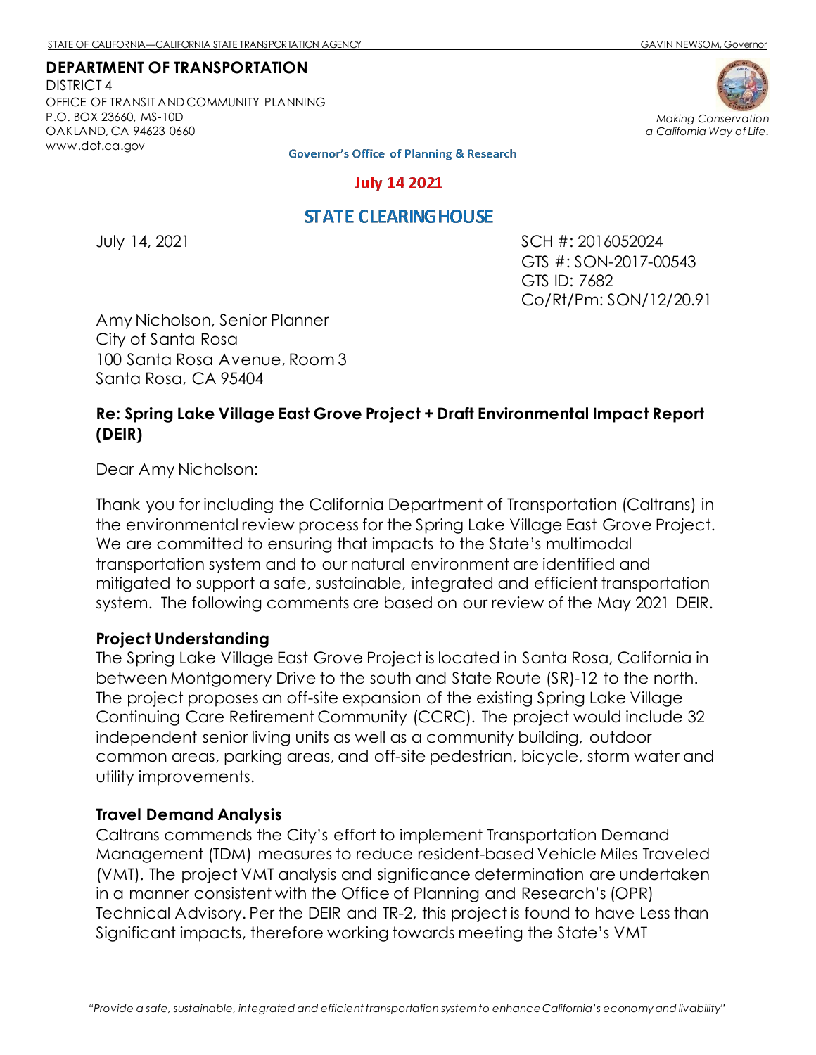STATE OF CALIFORNIA—CALIFORNIA STATE TRANSPORTATION AGENCY GAVIN NEWSOM, Governor

**DEPARTMENT OF TRANSPORTATION**
DISTRICT 4
OFFICE OF TRANSIT AND COMMUNITY PLANNING
P.O. BOX 23660, MS-10D
OAKLAND, CA 94623-0660
www.dot.ca.gov

*Making Conservation a California Way of Life.*

Governor's Office of Planning & Research

July 14 2021

STATE CLEARINGHOUSE

July 14, 2021

SCH #: 2016052024
GTS #: SON-2017-00543
GTS ID: 7682
Co/Rt/Pm: SON/12/20.91

Amy Nicholson, Senior Planner
City of Santa Rosa
100 Santa Rosa Avenue, Room 3
Santa Rosa, CA 95404

**Re: Spring Lake Village East Grove Project + Draft Environmental Impact Report (DEIR)**

Dear Amy Nicholson:

Thank you for including the California Department of Transportation (Caltrans) in the environmental review process for the Spring Lake Village East Grove Project. We are committed to ensuring that impacts to the State's multimodal transportation system and to our natural environment are identified and mitigated to support a safe, sustainable, integrated and efficient transportation system. The following comments are based on our review of the May 2021 DEIR.

**Project Understanding**

The Spring Lake Village East Grove Project is located in Santa Rosa, California in between Montgomery Drive to the south and State Route (SR)-12 to the north. The project proposes an off-site expansion of the existing Spring Lake Village Continuing Care Retirement Community (CCRC). The project would include 32 independent senior living units as well as a community building, outdoor common areas, parking areas, and off-site pedestrian, bicycle, storm water and utility improvements.

**Travel Demand Analysis**

Caltrans commends the City's effort to implement Transportation Demand Management (TDM) measures to reduce resident-based Vehicle Miles Traveled (VMT). The project VMT analysis and significance determination are undertaken in a manner consistent with the Office of Planning and Research's (OPR) Technical Advisory. Per the DEIR and TR-2, this project is found to have Less than Significant impacts, therefore working towards meeting the State's VMT

*"Provide a safe, sustainable, integrated and efficient transportation system to enhance California's economy and livability"*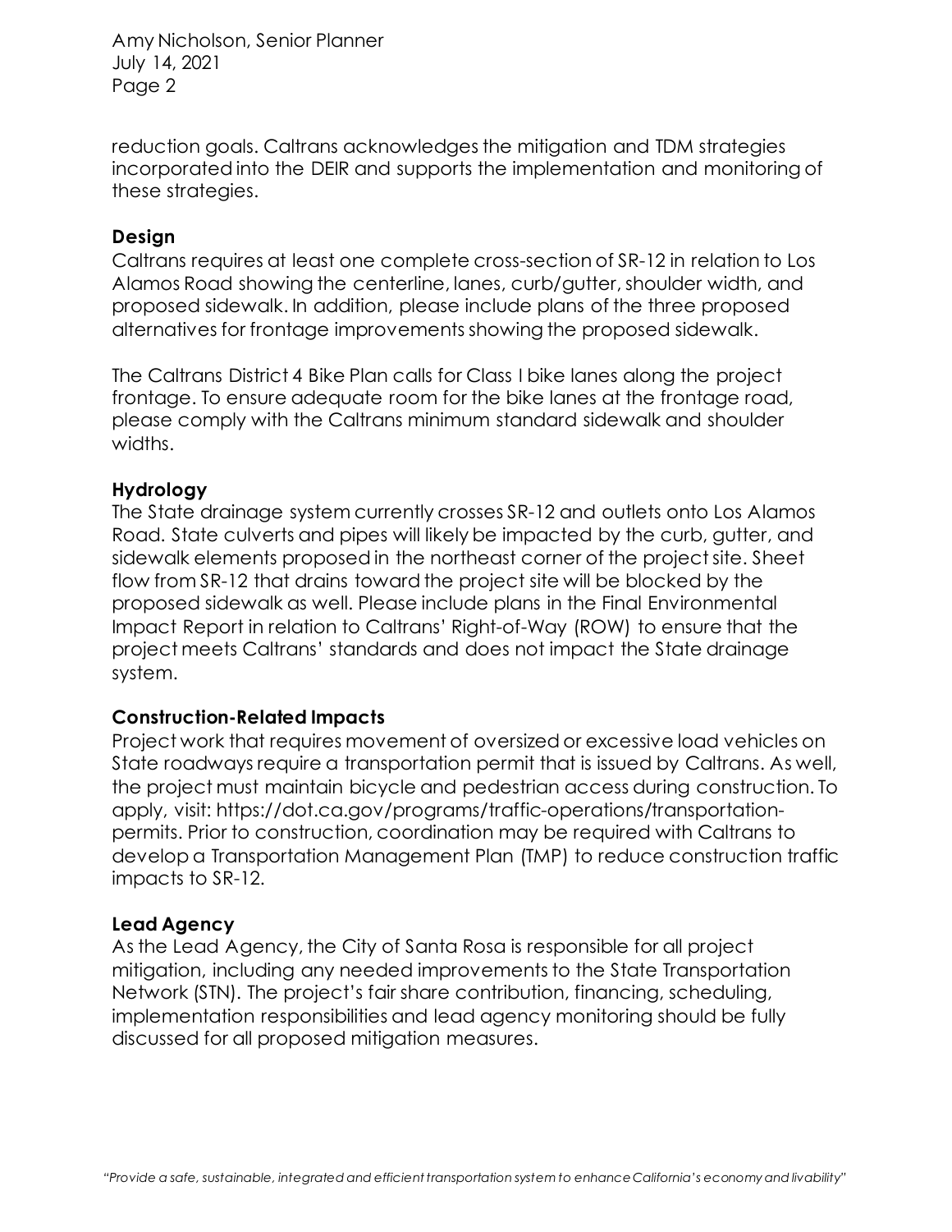reduction goals. Caltrans acknowledges the mitigation and TDM strategies incorporated into the DEIR and supports the implementation and monitoring of these strategies.

### Design

Caltrans requires at least one complete cross-section of SR-12 in relation to Los Alamos Road showing the centerline, lanes, curb/gutter, shoulder width, and proposed sidewalk. In addition, please include plans of the three proposed alternatives for frontage improvements showing the proposed sidewalk.

The Caltrans District 4 Bike Plan calls for Class I bike lanes along the project frontage. To ensure adequate room for the bike lanes at the frontage road, please comply with the Caltrans minimum standard sidewalk and shoulder widths.

### Hydrology

The State drainage system currently crosses SR-12 and outlets onto Los Alamos Road. State culverts and pipes will likely be impacted by the curb, gutter, and sidewalk elements proposed in the northeast corner of the project site. Sheet flow from SR-12 that drains toward the project site will be blocked by the proposed sidewalk as well. Please include plans in the Final Environmental Impact Report in relation to Caltrans' Right-of-Way (ROW) to ensure that the project meets Caltrans' standards and does not impact the State drainage system.

### Construction-Related Impacts

Project work that requires movement of oversized or excessive load vehicles on State roadways require a transportation permit that is issued by Caltrans. As well, the project must maintain bicycle and pedestrian access during construction. To apply, visit: https://dot.ca.gov/programs/traffic-operations/transportation-permits. Prior to construction, coordination may be required with Caltrans to develop a Transportation Management Plan (TMP) to reduce construction traffic impacts to SR-12.

### Lead Agency

As the Lead Agency, the City of Santa Rosa is responsible for all project mitigation, including any needed improvements to the State Transportation Network (STN). The project's fair share contribution, financing, scheduling, implementation responsibilities and lead agency monitoring should be fully discussed for all proposed mitigation measures.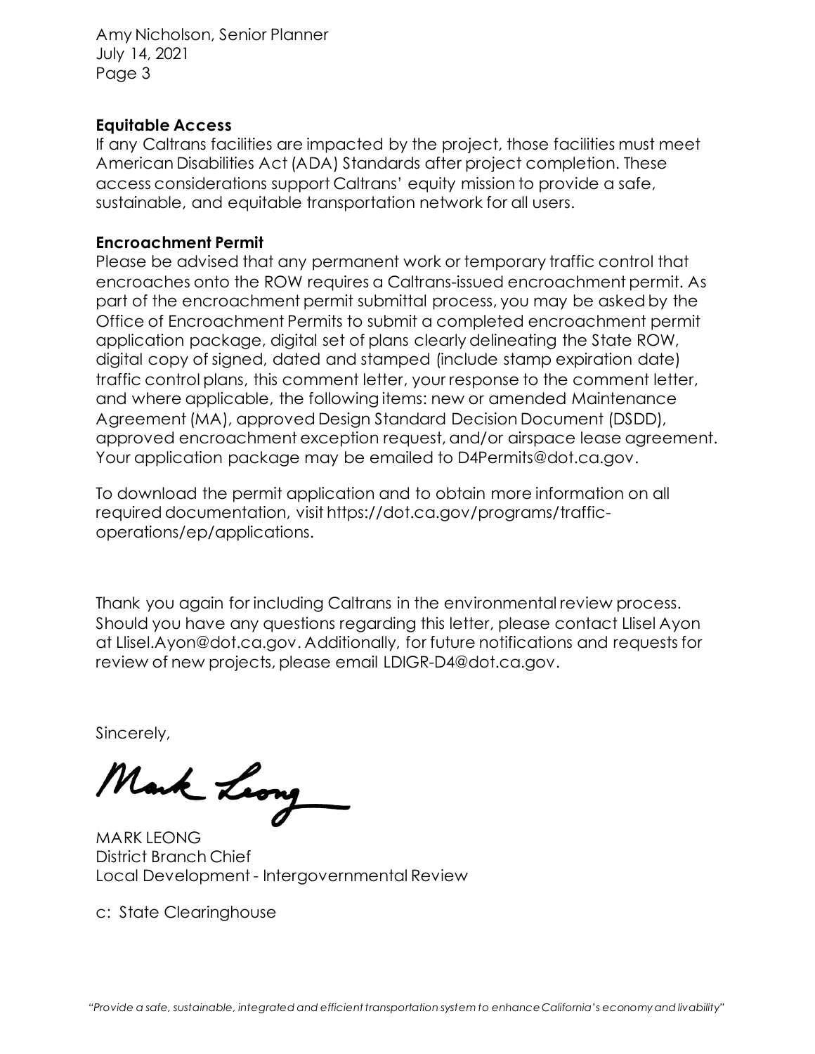Amy Nicholson, Senior Planner
July 14, 2021

## Equitable Access

If any Caltrans facilities are impacted by the project, those facilities must meet American Disabilities Act (ADA) Standards after project completion. These access considerations support Caltrans' equity mission to provide a safe, sustainable, and equitable transportation network for all users.

## Encroachment Permit

Please be advised that any permanent work or temporary traffic control that encroaches onto the ROW requires a Caltrans-issued encroachment permit. As part of the encroachment permit submittal process, you may be asked by the Office of Encroachment Permits to submit a completed encroachment permit application package, digital set of plans clearly delineating the State ROW, digital copy of signed, dated and stamped (include stamp expiration date) traffic control plans, this comment letter, your response to the comment letter, and where applicable, the following items: new or amended Maintenance Agreement (MA), approved Design Standard Decision Document (DSDD), approved encroachment exception request, and/or airspace lease agreement. Your application package may be emailed to D4Permits@dot.ca.gov.

To download the permit application and to obtain more information on all required documentation, visit https://dot.ca.gov/programs/traffic-operations/ep/applications.

Thank you again for including Caltrans in the environmental review process. Should you have any questions regarding this letter, please contact Llisel Ayon at Llisel.Ayon@dot.ca.gov. Additionally, for future notifications and requests for review of new projects, please email LDIGR-D4@dot.ca.gov.

Sincerely,

Mark Leong

MARK LEONG
District Branch Chief
Local Development - Intergovernmental Review

c: State Clearinghouse

*"Provide a safe, sustainable, integrated and efficient transportation system to enhance California's economy and livability"*